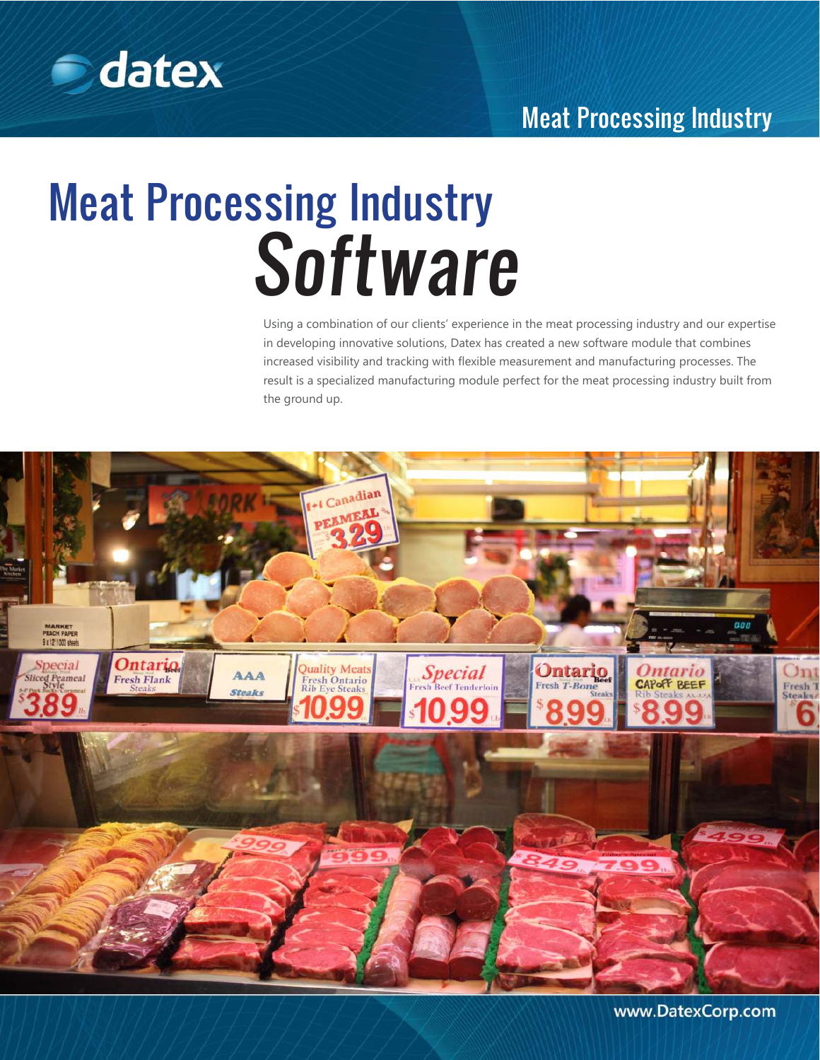# Meat Processing Industry Software

Using a combination of our clients' experience in the meat processing industry and our expertise in developing innovative solutions, Datex has created a new software module that combines increased visibility and tracking with flexible measurement and manufacturing processes. The result is a specialized manufacturing module perfect for the meat processing industry built from the ground up.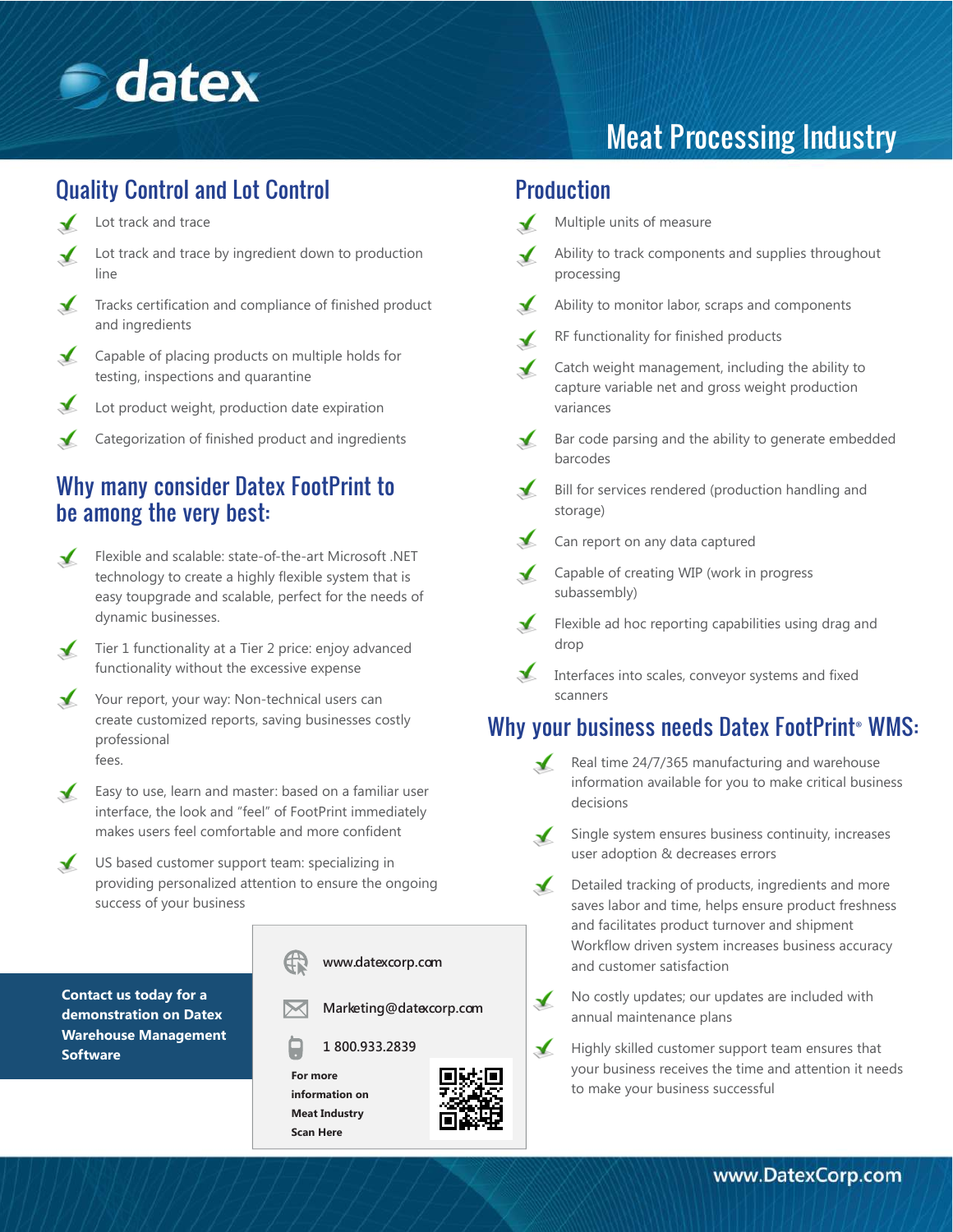# Meat Processing Industry

## Quality Control and Lot Control

- Lot track and trace
- Lot track and trace by ingredient down to production line
- Tracks certification and compliance of finished product and ingredients
- Capable of placing products on multiple holds for testing, inspections and quarantine
- Lot product weight, production date expiration
- Categorization of finished product and ingredients

## Why many consider Datex FootPrint to be among the very best:

- Flexible and scalable: state-of-the-art Microsoft .NET technology to create a highly flexible system that is easy toupgrade and scalable, perfect for the needs of dynamic businesses.
- Tier 1 functionality at a Tier 2 price: enjoy advanced functionality without the excessive expense
- Your report, your way: Non-technical users can create customized reports, saving businesses costly professional fees.
- Easy to use, learn and master: based on a familiar user interface, the look and "feel" of FootPrint immediately makes users feel comfortable and more confident
- US based customer support team: specializing in providing personalized attention to ensure the ongoing success of your business

## Production

- Multiple units of measure
- Ability to track components and supplies throughout processing
- Ability to monitor labor, scraps and components
- RF functionality for finished products
- Catch weight management, including the ability to capture variable net and gross weight production variances
- Bar code parsing and the ability to generate embedded barcodes
- Bill for services rendered (production handling and storage)
- Can report on any data captured
- Capable of creating WIP (work in progress subassembly)
- Flexible ad hoc reporting capabilities using drag and drop
- Interfaces into scales, conveyor systems and fixed scanners

## Why your business needs Datex FootPrint® WMS:

- Real time 24/7/365 manufacturing and warehouse information available for you to make critical business decisions
- Single system ensures business continuity, increases user adoption & decreases errors
- Detailed tracking of products, ingredients and more saves labor and time, helps ensure product freshness and facilitates product turnover and shipment Workflow driven system increases business accuracy and customer satisfaction
- No costly updates; our updates are included with annual maintenance plans
- Highly skilled customer support team ensures that your business receives the time and attention it needs to make your business successful

**Contact us today for a demonstration on Datex Warehouse Management Software**

www.datexcorp.com

Marketing@datexcorp.com

1 800.933.2839

**For more information on Meat Industry Scan Here**

www.DatexCorp.com